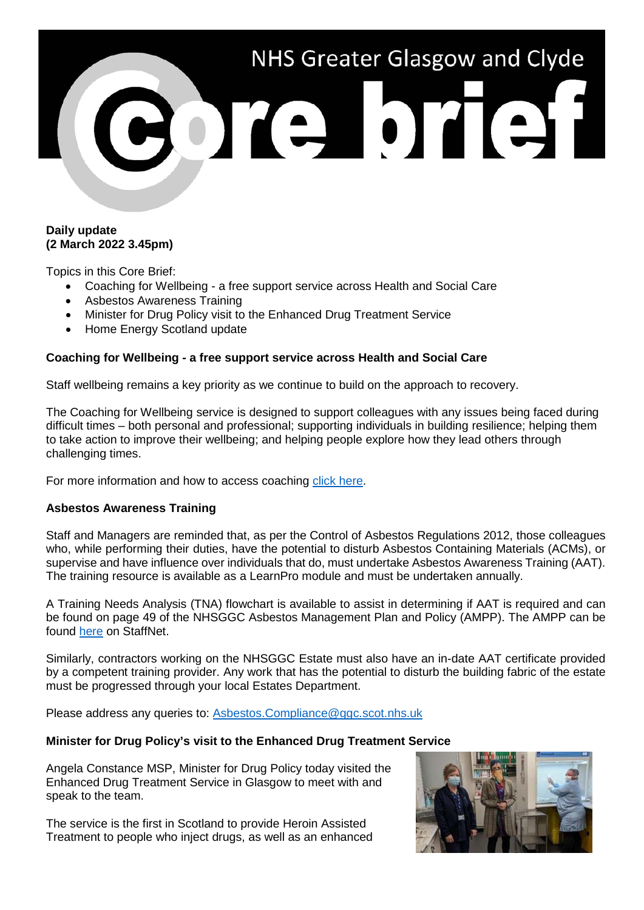# NHS Greater Glasgow and Clyde Core brief

**Daily update**
**(2 March 2022 3.45pm)**

Topics in this Core Brief:

- Coaching for Wellbeing - a free support service across Health and Social Care
- Asbestos Awareness Training
- Minister for Drug Policy visit to the Enhanced Drug Treatment Service
- Home Energy Scotland update

**Coaching for Wellbeing - a free support service across Health and Social Care**

Staff wellbeing remains a key priority as we continue to build on the approach to recovery.

The Coaching for Wellbeing service is designed to support colleagues with any issues being faced during difficult times – both personal and professional; supporting individuals in building resilience; helping them to take action to improve their wellbeing; and helping people explore how they lead others through challenging times.

For more information and how to access coaching click here.

**Asbestos Awareness Training**

Staff and Managers are reminded that, as per the Control of Asbestos Regulations 2012, those colleagues who, while performing their duties, have the potential to disturb Asbestos Containing Materials (ACMs), or supervise and have influence over individuals that do, must undertake Asbestos Awareness Training (AAT). The training resource is available as a LearnPro module and must be undertaken annually.

A Training Needs Analysis (TNA) flowchart is available to assist in determining if AAT is required and can be found on page 49 of the NHSGGC Asbestos Management Plan and Policy (AMPP). The AMPP can be found here on StaffNet.

Similarly, contractors working on the NHSGGC Estate must also have an in-date AAT certificate provided by a competent training provider. Any work that has the potential to disturb the building fabric of the estate must be progressed through your local Estates Department.

Please address any queries to: Asbestos.Compliance@ggc.scot.nhs.uk

**Minister for Drug Policy's visit to the Enhanced Drug Treatment Service**

Angela Constance MSP, Minister for Drug Policy today visited the Enhanced Drug Treatment Service in Glasgow to meet with and speak to the team.

The service is the first in Scotland to provide Heroin Assisted Treatment to people who inject drugs, as well as an enhanced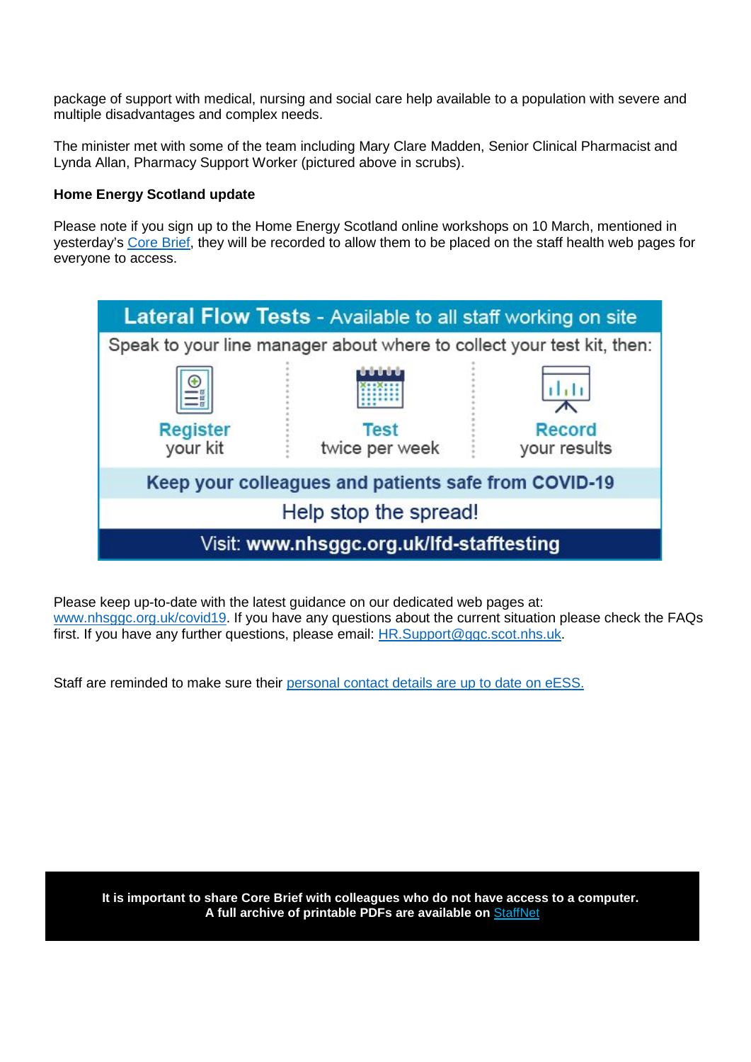package of support with medical, nursing and social care help available to a population with severe and multiple disadvantages and complex needs.

The minister met with some of the team including Mary Clare Madden, Senior Clinical Pharmacist and Lynda Allan, Pharmacy Support Worker (pictured above in scrubs).

**Home Energy Scotland update**

Please note if you sign up to the Home Energy Scotland online workshops on 10 March, mentioned in yesterday's Core Brief, they will be recorded to allow them to be placed on the staff health web pages for everyone to access.

**Lateral Flow Tests** - Available to all staff working on site

Speak to your line manager about where to collect your test kit, then:

**Register** your kit

**Test** twice per week

**Record** your results

**Keep your colleagues and patients safe from COVID-19**

Help stop the spread!

Visit: **www.nhsggc.org.uk/lfd-stafftesting**

Please keep up-to-date with the latest guidance on our dedicated web pages at: www.nhsggc.org.uk/covid19. If you have any questions about the current situation please check the FAQs first. If you have any further questions, please email: HR.Support@ggc.scot.nhs.uk.

Staff are reminded to make sure their personal contact details are up to date on eESS.

**It is important to share Core Brief with colleagues who do not have access to a computer.**
**A full archive of printable PDFs are available on** StaffNet